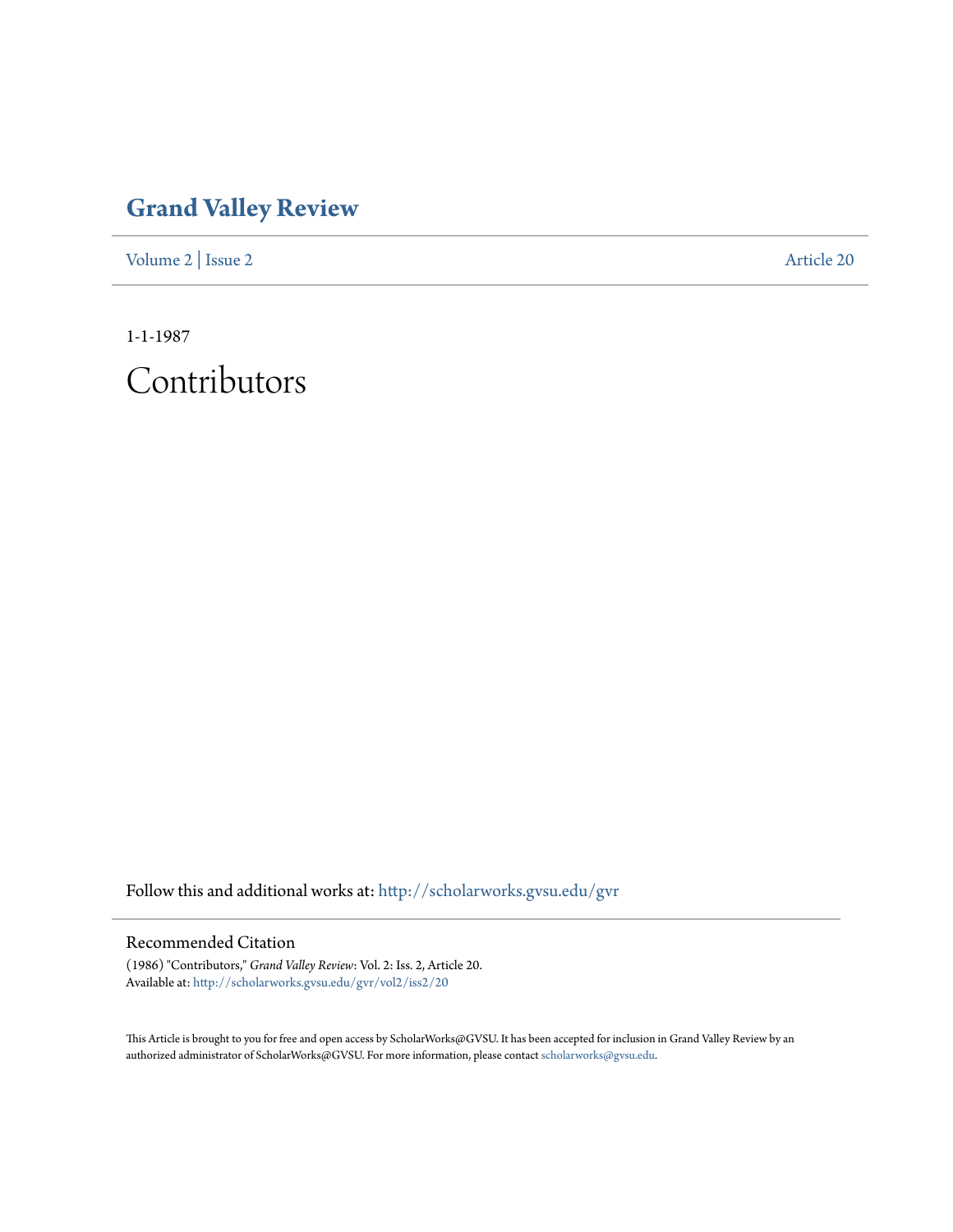# Grand Valley Review

Volume 2 | Issue 2 Article 20

1-1-1987

# Contributors

Follow this and additional works at: http://scholarworks.gvsu.edu/gvr

## Recommended Citation

(1986) "Contributors," *Grand Valley Review*: Vol. 2: Iss. 2, Article 20.
Available at: http://scholarworks.gvsu.edu/gvr/vol2/iss2/20

This Article is brought to you for free and open access by ScholarWorks@GVSU. It has been accepted for inclusion in Grand Valley Review by an authorized administrator of ScholarWorks@GVSU. For more information, please contact scholarworks@gvsu.edu.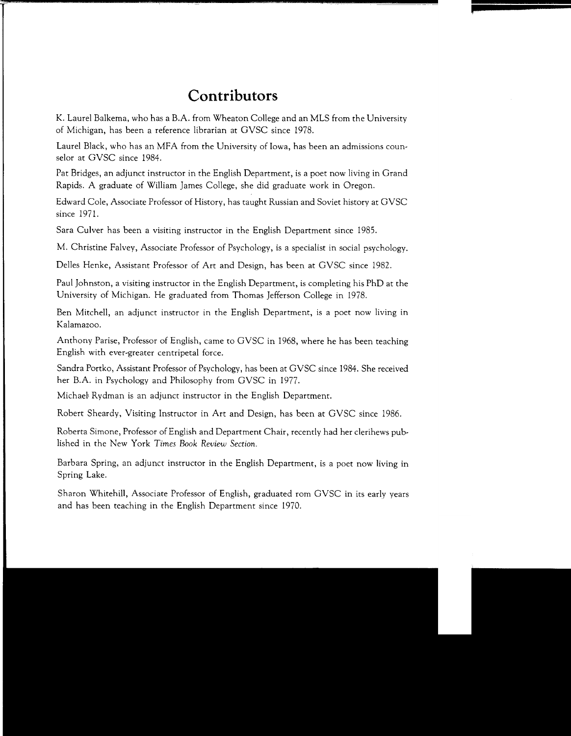# Contributors

K. Laurel Balkema, who has a B.A. from Wheaton College and an MLS from the University of Michigan, has been a reference librarian at GVSC since 1978.

Laurel Black, who has an MFA from the University of Iowa, has been an admissions counselor at GVSC since 1984.

Pat Bridges, an adjunct instructor in the English Department, is a poet now living in Grand Rapids. A graduate of William James College, she did graduate work in Oregon.

Edward Cole, Associate Professor of History, has taught Russian and Soviet history at GVSC since 1971.

Sara Culver has been a visiting instructor in the English Department since 1985.

M. Christine Falvey, Associate Professor of Psychology, is a specialist in social psychology.

Delles Henke, Assistant Professor of Art and Design, has been at GVSC since 1982.

Paul Johnston, a visiting instructor in the English Department, is completing his PhD at the University of Michigan. He graduated from Thomas Jefferson College in 1978.

Ben Mitchell, an adjunct instructor in the English Department, is a poet now living in Kalamazoo.

Anthony Parise, Professor of English, came to GVSC in 1968, where he has been teaching English with ever-greater centripetal force.

Sandra Portko, Assistant Professor of Psychology, has been at GVSC since 1984. She received her B.A. in Psychology and Philosophy from GVSC in 1977.

Michael Rydman is an adjunct instructor in the English Department.

Robert Sheardy, Visiting Instructor in Art and Design, has been at GVSC since 1986.

Roberta Simone, Professor of English and Department Chair, recently had her clerihews published in the New York *Times Book Review Section*.

Barbara Spring, an adjunct instructor in the English Department, is a poet now living in Spring Lake.

Sharon Whitehill, Associate Professor of English, graduated rom GVSC in its early years and has been teaching in the English Department since 1970.